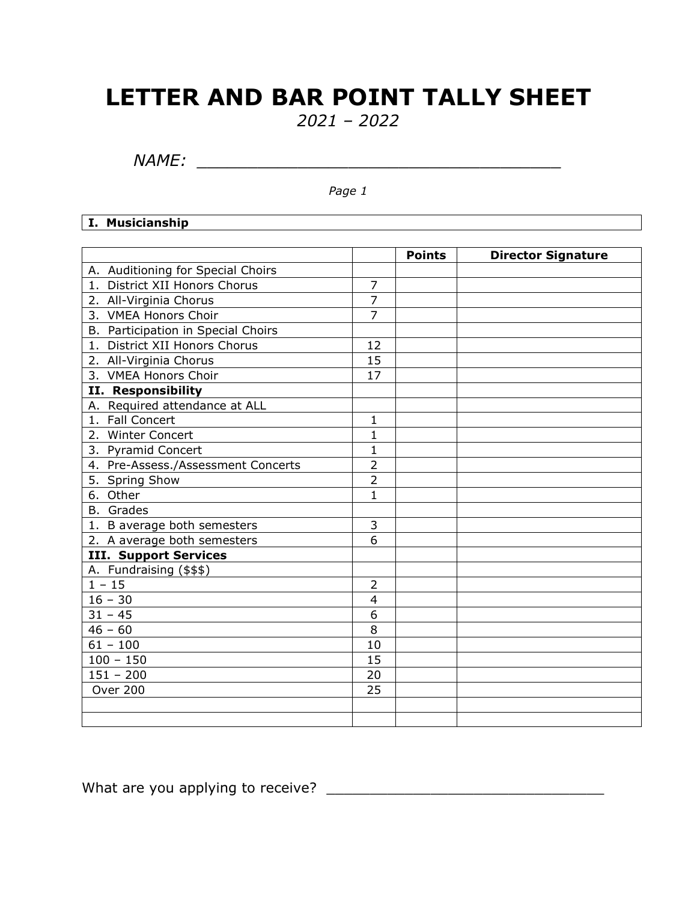# LETTER AND BAR POINT TALLY SHEET

*2021 – 2022*

*NAME:* ___________________________________

*Page 1*

| **I. Musicianship** |
|---|

| | | Points | Director Signature |
|---|---|---|---|
| A. Auditioning for Special Choirs | | | |
| 1. District XII Honors Chorus | 7 | | |
| 2. All-Virginia Chorus | 7 | | |
| 3. VMEA Honors Choir | 7 | | |
| B. Participation in Special Choirs | | | |
| 1. District XII Honors Chorus | 12 | | |
| 2. All-Virginia Chorus | 15 | | |
| 3. VMEA Honors Choir | 17 | | |
| **II. Responsibility** | | | |
| A. Required attendance at ALL | | | |
| 1. Fall Concert | 1 | | |
| 2. Winter Concert | 1 | | |
| 3. Pyramid Concert | 1 | | |
| 4. Pre-Assess./Assessment Concerts | 2 | | |
| 5. Spring Show | 2 | | |
| 6. Other | 1 | | |
| B. Grades | | | |
| 1. B average both semesters | 3 | | |
| 2. A average both semesters | 6 | | |
| **III. Support Services** | | | |
| A. Fundraising ($$$) | | | |
| 1 – 15 | 2 | | |
| 16 – 30 | 4 | | |
| 31 – 45 | 6 | | |
| 46 – 60 | 8 | | |
| 61 – 100 | 10 | | |
| 100 – 150 | 15 | | |
| 151 – 200 | 20 | | |
| Over 200 | 25 | | |
| | | | |
| | | | |

What are you applying to receive? ______________________________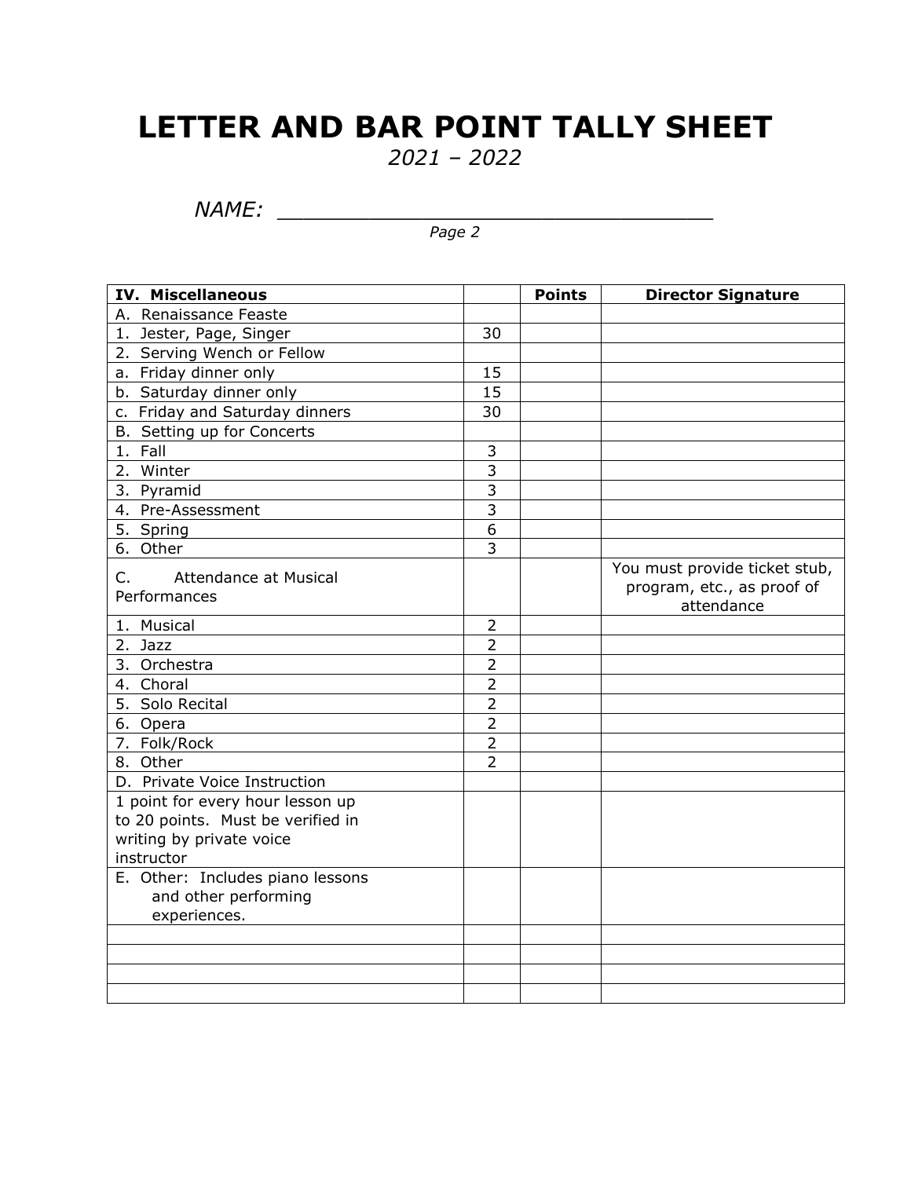# LETTER AND BAR POINT TALLY SHEET

*2021 – 2022*

*NAME:* ________________________________

*Page 2*

| **IV. Miscellaneous** | | **Points** | **Director Signature** |
|---|---|---|---|
| A. Renaissance Feaste | | | |
| 1. Jester, Page, Singer | 30 | | |
| 2. Serving Wench or Fellow | | | |
| a. Friday dinner only | 15 | | |
| b. Saturday dinner only | 15 | | |
| c. Friday and Saturday dinners | 30 | | |
| B. Setting up for Concerts | | | |
| 1. Fall | 3 | | |
| 2. Winter | 3 | | |
| 3. Pyramid | 3 | | |
| 4. Pre-Assessment | 3 | | |
| 5. Spring | 6 | | |
| 6. Other | 3 | | |
| C. Attendance at Musical Performances | | | You must provide ticket stub, program, etc., as proof of attendance |
| 1. Musical | 2 | | |
| 2. Jazz | 2 | | |
| 3. Orchestra | 2 | | |
| 4. Choral | 2 | | |
| 5. Solo Recital | 2 | | |
| 6. Opera | 2 | | |
| 7. Folk/Rock | 2 | | |
| 8. Other | 2 | | |
| D. Private Voice Instruction | | | |
| 1 point for every hour lesson up to 20 points. Must be verified in writing by private voice instructor | | | |
| E. Other: Includes piano lessons and other performing experiences. | | | |
| | | | |
| | | | |
| | | | |
| | | | |